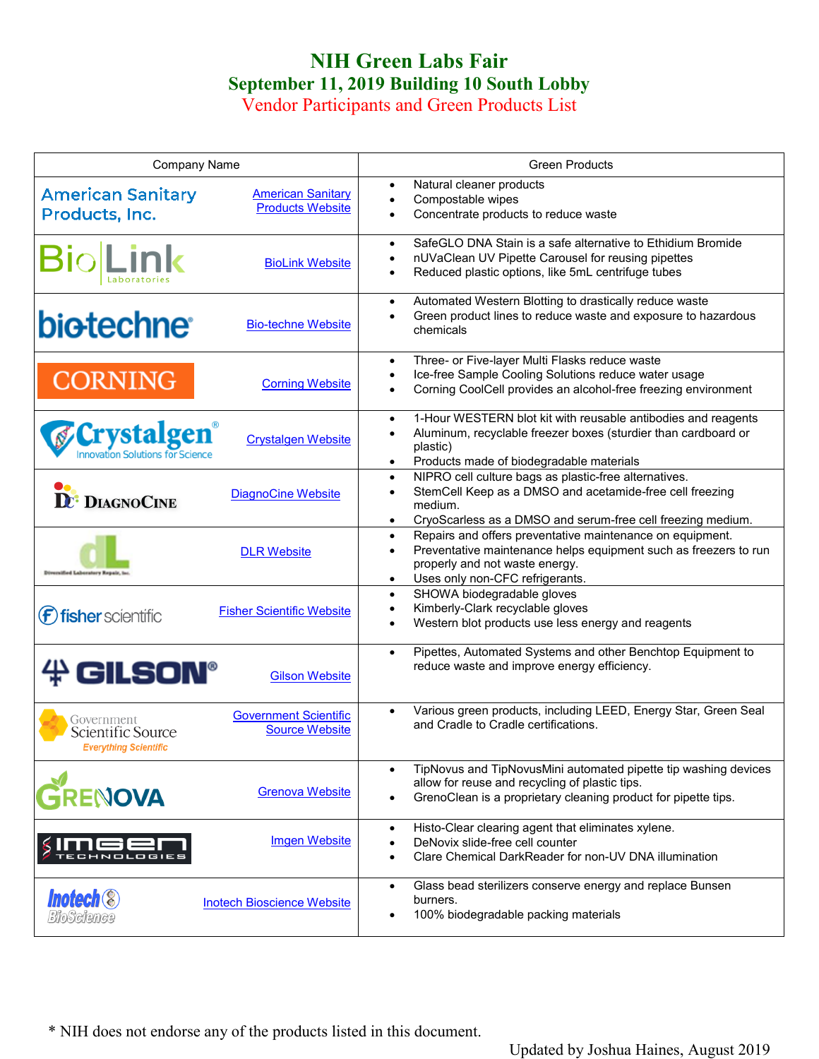# NIH Green Labs Fair

## September 11, 2019 Building 10 South Lobby

### Vendor Participants and Green Products List

| Company Name | | Green Products |
|---|---|---|
| American Sanitary Products, Inc. | American Sanitary Products Website | • Natural cleaner products<br>• Compostable wipes<br>• Concentrate products to reduce waste |
| BioLink Laboratories | BioLink Website | • SafeGLO DNA Stain is a safe alternative to Ethidium Bromide<br>• nUVaClean UV Pipette Carousel for reusing pipettes<br>• Reduced plastic options, like 5mL centrifuge tubes |
| bio-techne | Bio-techne Website | • Automated Western Blotting to drastically reduce waste<br>• Green product lines to reduce waste and exposure to hazardous chemicals |
| CORNING | Corning Website | • Three- or Five-layer Multi Flasks reduce waste<br>• Ice-free Sample Cooling Solutions reduce water usage<br>• Corning CoolCell provides an alcohol-free freezing environment |
| Crystalgen Innovation Solutions for Science | Crystalgen Website | • 1-Hour WESTERN blot kit with reusable antibodies and reagents<br>• Aluminum, recyclable freezer boxes (sturdier than cardboard or plastic)<br>• Products made of biodegradable materials |
| DiagnoCine | DiagnoCine Website | • NIPRO cell culture bags as plastic-free alternatives.<br>• StemCell Keep as a DMSO and acetamide-free cell freezing medium.<br>• CryoScarless as a DMSO and serum-free cell freezing medium. |
| Diversified Laboratory Repair, Inc. | DLR Website | • Repairs and offers preventative maintenance on equipment.<br>• Preventative maintenance helps equipment such as freezers to run properly and not waste energy.<br>• Uses only non-CFC refrigerants. |
| fisher scientific | Fisher Scientific Website | • SHOWA biodegradable gloves<br>• Kimberly-Clark recyclable gloves<br>• Western blot products use less energy and reagents |
| GILSON | Gilson Website | • Pipettes, Automated Systems and other Benchtop Equipment to reduce waste and improve energy efficiency. |
| Government Scientific Source Everything Scientific | Government Scientific Source Website | • Various green products, including LEED, Energy Star, Green Seal and Cradle to Cradle certifications. |
| GRENOVA | Grenova Website | • TipNovus and TipNovusMini automated pipette tip washing devices allow for reuse and recycling of plastic tips.<br>• GrenoClean is a proprietary cleaning product for pipette tips. |
| IMGEN Technologies | Imgen Website | • Histo-Clear clearing agent that eliminates xylene.<br>• DeNovix slide-free cell counter<br>• Clare Chemical DarkReader for non-UV DNA illumination |
| Inotech BioScience | Inotech Bioscience Website | • Glass bead sterilizers conserve energy and replace Bunsen burners.<br>• 100% biodegradable packing materials |

* NIH does not endorse any of the products listed in this document.

Updated by Joshua Haines, August 2019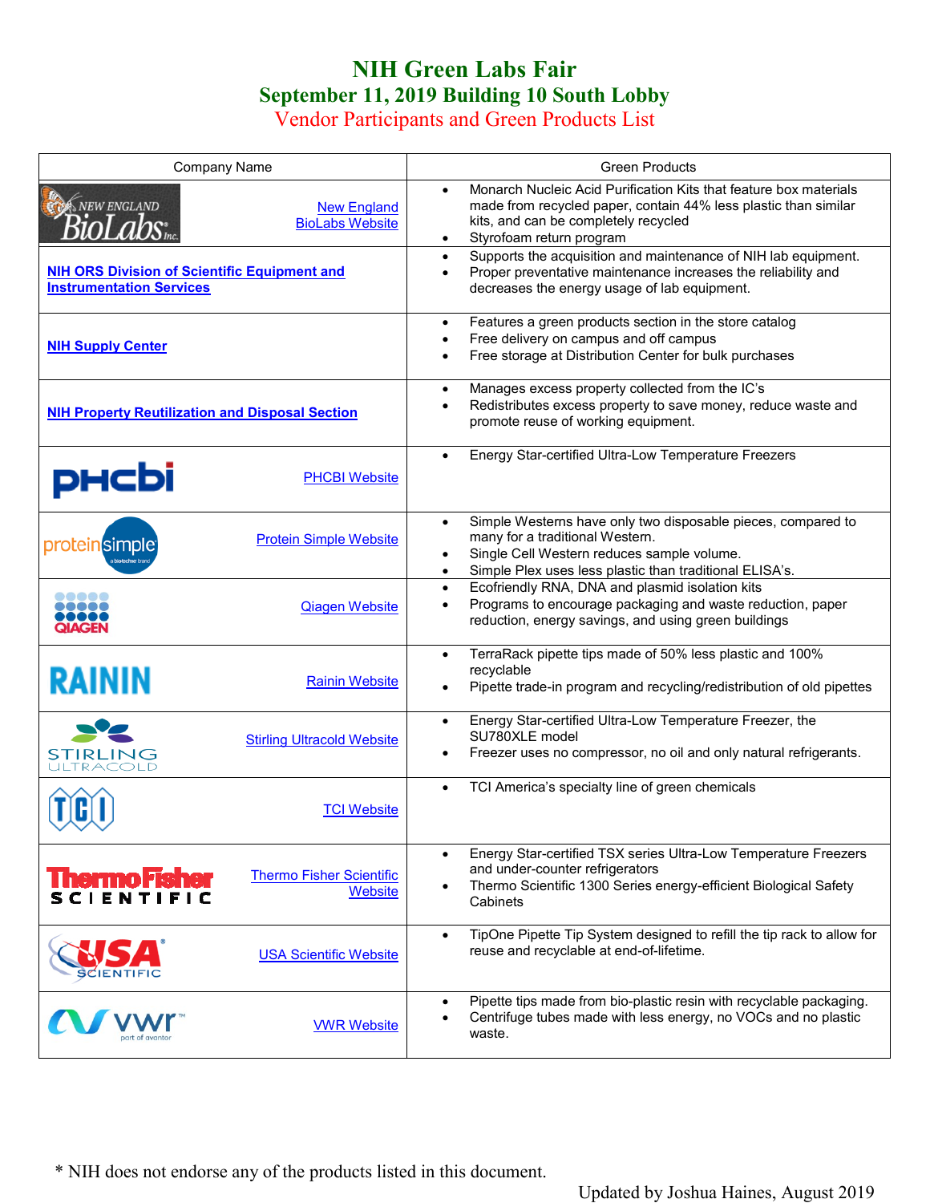# NIH Green Labs Fair

## September 11, 2019 Building 10 South Lobby

## Vendor Participants and Green Products List

| Company Name | Green Products |
|---|---|
| New England BioLabs Website | • Monarch Nucleic Acid Purification Kits that feature box materials made from recycled paper, contain 44% less plastic than similar kits, and can be completely recycled<br>• Styrofoam return program |
| **NIH ORS Division of Scientific Equipment and Instrumentation Services** | • Supports the acquisition and maintenance of NIH lab equipment.<br>• Proper preventative maintenance increases the reliability and decreases the energy usage of lab equipment. |
| **NIH Supply Center** | • Features a green products section in the store catalog<br>• Free delivery on campus and off campus<br>• Free storage at Distribution Center for bulk purchases |
| **NIH Property Reutilization and Disposal Section** | • Manages excess property collected from the IC's<br>• Redistributes excess property to save money, reduce waste and promote reuse of working equipment. |
| PHCBI Website | • Energy Star-certified Ultra-Low Temperature Freezers |
| Protein Simple Website | • Simple Westerns have only two disposable pieces, compared to many for a traditional Western.<br>• Single Cell Western reduces sample volume.<br>• Simple Plex uses less plastic than traditional ELISA's. |
| Qiagen Website | • Ecofriendly RNA, DNA and plasmid isolation kits<br>• Programs to encourage packaging and waste reduction, paper reduction, energy savings, and using green buildings |
| Rainin Website | • TerraRack pipette tips made of 50% less plastic and 100% recyclable<br>• Pipette trade-in program and recycling/redistribution of old pipettes |
| Stirling Ultracold Website | • Energy Star-certified Ultra-Low Temperature Freezer, the SU780XLE model<br>• Freezer uses no compressor, no oil and only natural refrigerants. |
| TCI Website | • TCI America's specialty line of green chemicals |
| Thermo Fisher Scientific Website | • Energy Star-certified TSX series Ultra-Low Temperature Freezers and under-counter refrigerators<br>• Thermo Scientific 1300 Series energy-efficient Biological Safety Cabinets |
| USA Scientific Website | • TipOne Pipette Tip System designed to refill the tip rack to allow for reuse and recyclable at end-of-lifetime. |
| VWR Website | • Pipette tips made from bio-plastic resin with recyclable packaging.<br>• Centrifuge tubes made with less energy, no VOCs and no plastic waste. |

* NIH does not endorse any of the products listed in this document.

Updated by Joshua Haines, August 2019